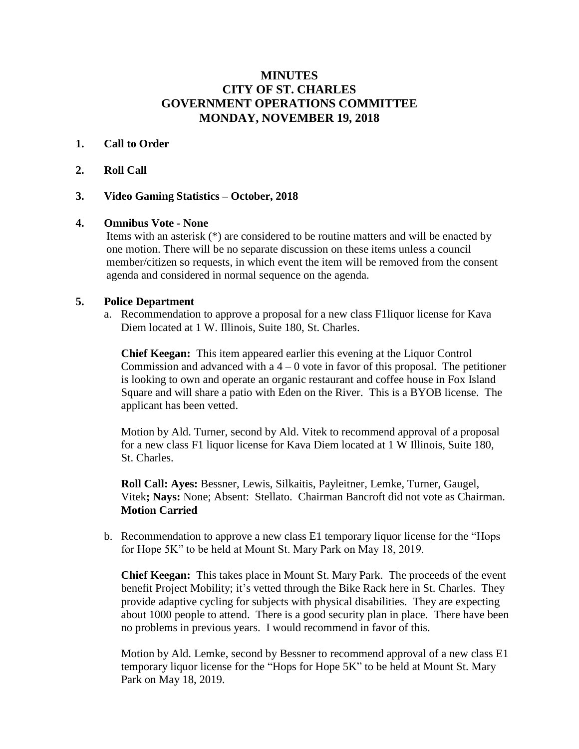# MINUTES
# CITY OF ST. CHARLES
# GOVERNMENT OPERATIONS COMMITTEE
# MONDAY, NOVEMBER 19, 2018

**1. Call to Order**

**2. Roll Call**

**3. Video Gaming Statistics – October, 2018**

**4. Omnibus Vote - None**

Items with an asterisk (*) are considered to be routine matters and will be enacted by one motion. There will be no separate discussion on these items unless a council member/citizen so requests, in which event the item will be removed from the consent agenda and considered in normal sequence on the agenda.

**5. Police Department**

a. Recommendation to approve a proposal for a new class F1liquor license for Kava Diem located at 1 W. Illinois, Suite 180, St. Charles.

**Chief Keegan:** This item appeared earlier this evening at the Liquor Control Commission and advanced with a 4 – 0 vote in favor of this proposal. The petitioner is looking to own and operate an organic restaurant and coffee house in Fox Island Square and will share a patio with Eden on the River. This is a BYOB license. The applicant has been vetted.

Motion by Ald. Turner, second by Ald. Vitek to recommend approval of a proposal for a new class F1 liquor license for Kava Diem located at 1 W Illinois, Suite 180, St. Charles.

**Roll Call: Ayes:** Bessner, Lewis, Silkaitis, Payleitner, Lemke, Turner, Gaugel, Vitek**; Nays:** None; Absent: Stellato. Chairman Bancroft did not vote as Chairman. **Motion Carried**

b. Recommendation to approve a new class E1 temporary liquor license for the "Hops for Hope 5K" to be held at Mount St. Mary Park on May 18, 2019.

**Chief Keegan:** This takes place in Mount St. Mary Park. The proceeds of the event benefit Project Mobility; it's vetted through the Bike Rack here in St. Charles. They provide adaptive cycling for subjects with physical disabilities. They are expecting about 1000 people to attend. There is a good security plan in place. There have been no problems in previous years. I would recommend in favor of this.

Motion by Ald. Lemke, second by Bessner to recommend approval of a new class E1 temporary liquor license for the "Hops for Hope 5K" to be held at Mount St. Mary Park on May 18, 2019.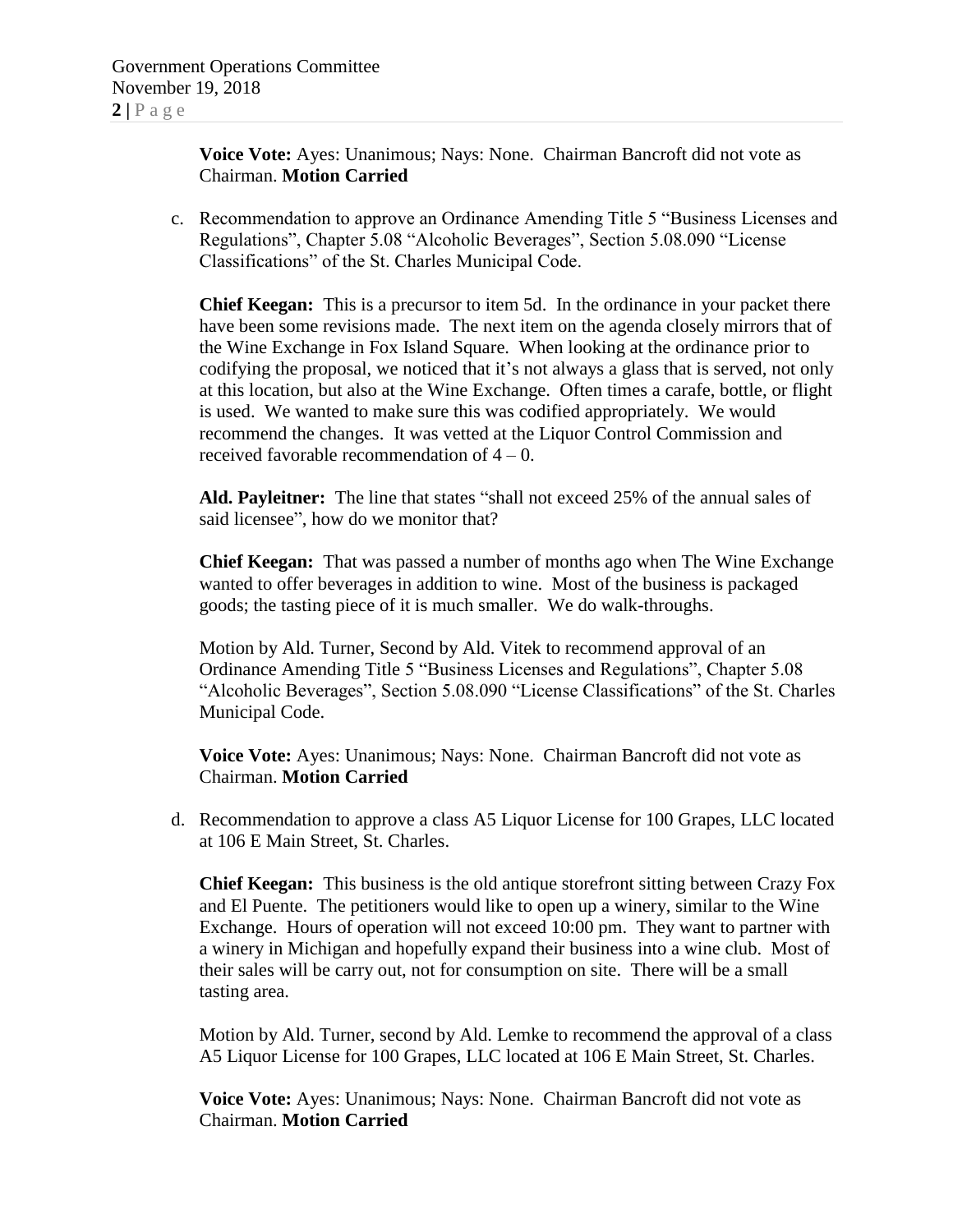**Voice Vote:** Ayes: Unanimous; Nays: None. Chairman Bancroft did not vote as Chairman. **Motion Carried**

c. Recommendation to approve an Ordinance Amending Title 5 "Business Licenses and Regulations", Chapter 5.08 "Alcoholic Beverages", Section 5.08.090 "License Classifications" of the St. Charles Municipal Code.

**Chief Keegan:** This is a precursor to item 5d. In the ordinance in your packet there have been some revisions made. The next item on the agenda closely mirrors that of the Wine Exchange in Fox Island Square. When looking at the ordinance prior to codifying the proposal, we noticed that it's not always a glass that is served, not only at this location, but also at the Wine Exchange. Often times a carafe, bottle, or flight is used. We wanted to make sure this was codified appropriately. We would recommend the changes. It was vetted at the Liquor Control Commission and received favorable recommendation of 4 – 0.

**Ald. Payleitner:** The line that states "shall not exceed 25% of the annual sales of said licensee", how do we monitor that?

**Chief Keegan:** That was passed a number of months ago when The Wine Exchange wanted to offer beverages in addition to wine. Most of the business is packaged goods; the tasting piece of it is much smaller. We do walk-throughs.

Motion by Ald. Turner, Second by Ald. Vitek to recommend approval of an Ordinance Amending Title 5 "Business Licenses and Regulations", Chapter 5.08 "Alcoholic Beverages", Section 5.08.090 "License Classifications" of the St. Charles Municipal Code.

**Voice Vote:** Ayes: Unanimous; Nays: None. Chairman Bancroft did not vote as Chairman. **Motion Carried**

d. Recommendation to approve a class A5 Liquor License for 100 Grapes, LLC located at 106 E Main Street, St. Charles.

**Chief Keegan:** This business is the old antique storefront sitting between Crazy Fox and El Puente. The petitioners would like to open up a winery, similar to the Wine Exchange. Hours of operation will not exceed 10:00 pm. They want to partner with a winery in Michigan and hopefully expand their business into a wine club. Most of their sales will be carry out, not for consumption on site. There will be a small tasting area.

Motion by Ald. Turner, second by Ald. Lemke to recommend the approval of a class A5 Liquor License for 100 Grapes, LLC located at 106 E Main Street, St. Charles.

**Voice Vote:** Ayes: Unanimous; Nays: None. Chairman Bancroft did not vote as Chairman. **Motion Carried**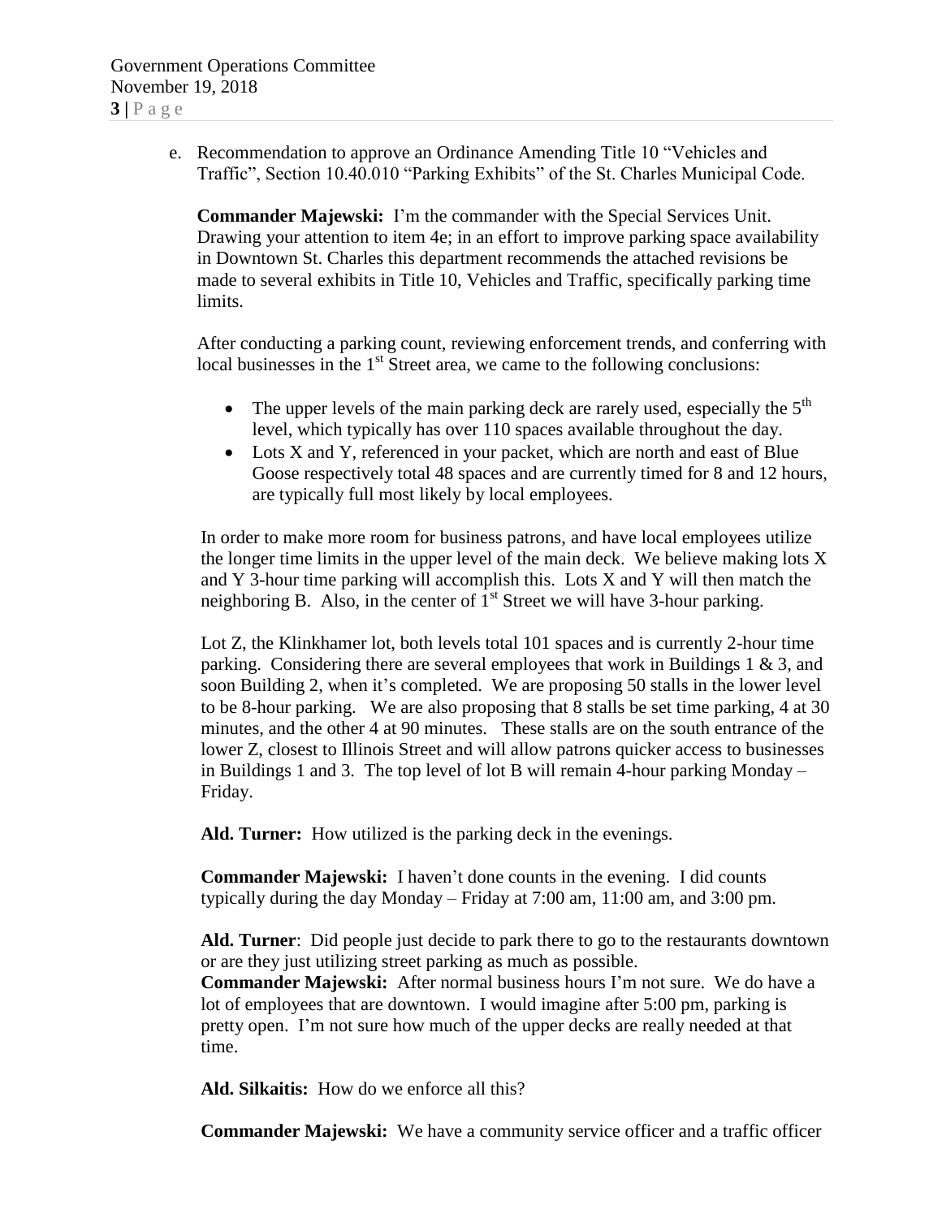e. Recommendation to approve an Ordinance Amending Title 10 “Vehicles and Traffic”, Section 10.40.010 “Parking Exhibits” of the St. Charles Municipal Code.

**Commander Majewski:** I’m the commander with the Special Services Unit. Drawing your attention to item 4e; in an effort to improve parking space availability in Downtown St. Charles this department recommends the attached revisions be made to several exhibits in Title 10, Vehicles and Traffic, specifically parking time limits.

After conducting a parking count, reviewing enforcement trends, and conferring with local businesses in the 1st Street area, we came to the following conclusions:

- The upper levels of the main parking deck are rarely used, especially the 5th level, which typically has over 110 spaces available throughout the day.
- Lots X and Y, referenced in your packet, which are north and east of Blue Goose respectively total 48 spaces and are currently timed for 8 and 12 hours, are typically full most likely by local employees.

In order to make more room for business patrons, and have local employees utilize the longer time limits in the upper level of the main deck. We believe making lots X and Y 3-hour time parking will accomplish this. Lots X and Y will then match the neighboring B. Also, in the center of 1st Street we will have 3-hour parking.

Lot Z, the Klinkhamer lot, both levels total 101 spaces and is currently 2-hour time parking. Considering there are several employees that work in Buildings 1 & 3, and soon Building 2, when it’s completed. We are proposing 50 stalls in the lower level to be 8-hour parking. We are also proposing that 8 stalls be set time parking, 4 at 30 minutes, and the other 4 at 90 minutes. These stalls are on the south entrance of the lower Z, closest to Illinois Street and will allow patrons quicker access to businesses in Buildings 1 and 3. The top level of lot B will remain 4-hour parking Monday – Friday.

**Ald. Turner:** How utilized is the parking deck in the evenings.

**Commander Majewski:** I haven’t done counts in the evening. I did counts typically during the day Monday – Friday at 7:00 am, 11:00 am, and 3:00 pm.

**Ald. Turner**: Did people just decide to park there to go to the restaurants downtown or are they just utilizing street parking as much as possible.

**Commander Majewski:** After normal business hours I’m not sure. We do have a lot of employees that are downtown. I would imagine after 5:00 pm, parking is pretty open. I’m not sure how much of the upper decks are really needed at that time.

**Ald. Silkaitis:** How do we enforce all this?

**Commander Majewski:** We have a community service officer and a traffic officer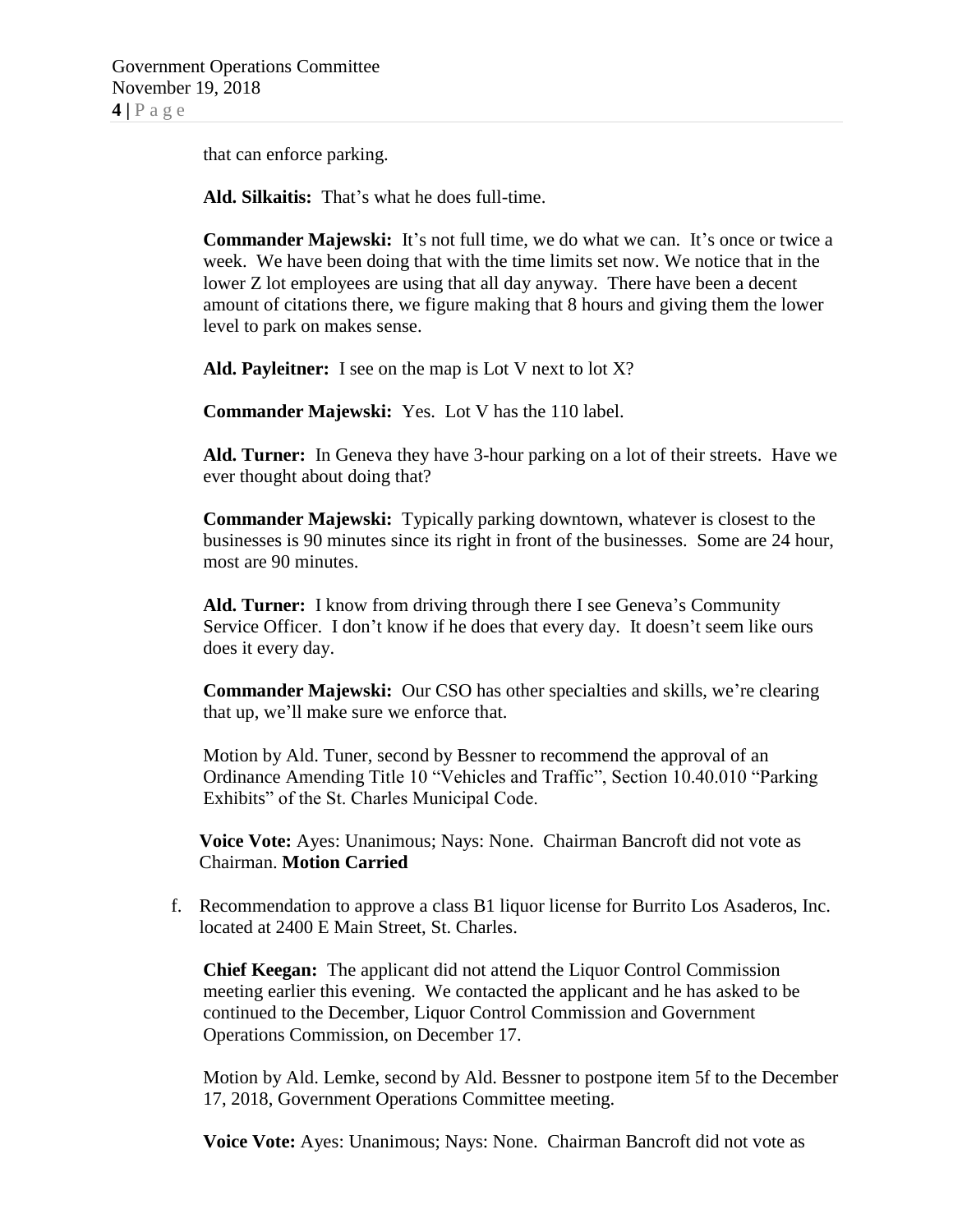that can enforce parking.

**Ald. Silkaitis:** That's what he does full-time.

**Commander Majewski:** It's not full time, we do what we can. It's once or twice a week. We have been doing that with the time limits set now. We notice that in the lower Z lot employees are using that all day anyway. There have been a decent amount of citations there, we figure making that 8 hours and giving them the lower level to park on makes sense.

**Ald. Payleitner:** I see on the map is Lot V next to lot X?

**Commander Majewski:** Yes. Lot V has the 110 label.

**Ald. Turner:** In Geneva they have 3-hour parking on a lot of their streets. Have we ever thought about doing that?

**Commander Majewski:** Typically parking downtown, whatever is closest to the businesses is 90 minutes since its right in front of the businesses. Some are 24 hour, most are 90 minutes.

**Ald. Turner:** I know from driving through there I see Geneva's Community Service Officer. I don't know if he does that every day. It doesn't seem like ours does it every day.

**Commander Majewski:** Our CSO has other specialties and skills, we're clearing that up, we'll make sure we enforce that.

Motion by Ald. Tuner, second by Bessner to recommend the approval of an Ordinance Amending Title 10 "Vehicles and Traffic", Section 10.40.010 "Parking Exhibits" of the St. Charles Municipal Code.

**Voice Vote:** Ayes: Unanimous; Nays: None. Chairman Bancroft did not vote as Chairman. **Motion Carried**

f. Recommendation to approve a class B1 liquor license for Burrito Los Asaderos, Inc. located at 2400 E Main Street, St. Charles.

**Chief Keegan:** The applicant did not attend the Liquor Control Commission meeting earlier this evening. We contacted the applicant and he has asked to be continued to the December, Liquor Control Commission and Government Operations Commission, on December 17.

Motion by Ald. Lemke, second by Ald. Bessner to postpone item 5f to the December 17, 2018, Government Operations Committee meeting.

**Voice Vote:** Ayes: Unanimous; Nays: None. Chairman Bancroft did not vote as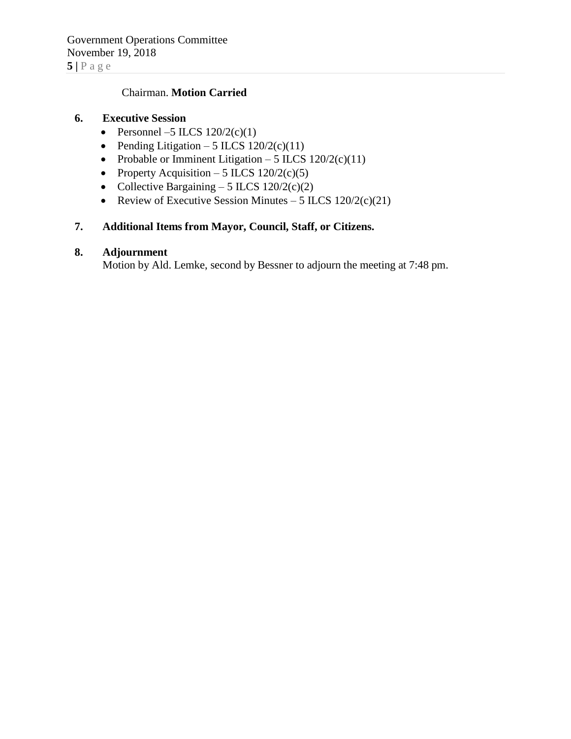Chairman. **Motion Carried**

**6. Executive Session**

- Personnel –5 ILCS 120/2(c)(1)
- Pending Litigation – 5 ILCS 120/2(c)(11)
- Probable or Imminent Litigation – 5 ILCS 120/2(c)(11)
- Property Acquisition – 5 ILCS 120/2(c)(5)
- Collective Bargaining – 5 ILCS 120/2(c)(2)
- Review of Executive Session Minutes – 5 ILCS 120/2(c)(21)

**7. Additional Items from Mayor, Council, Staff, or Citizens.**

**8. Adjournment**

Motion by Ald. Lemke, second by Bessner to adjourn the meeting at 7:48 pm.